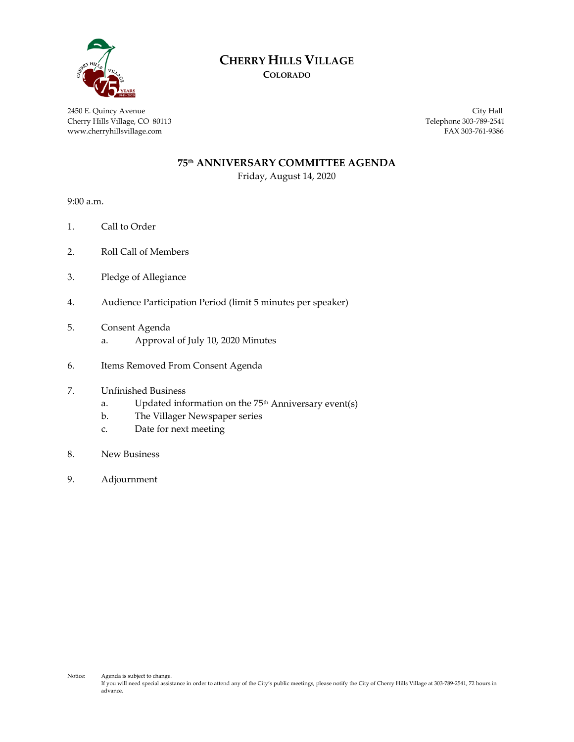# CHERRY HILLS VILLAGE

**COLORADO**

2450 E. Quincy Avenue
Cherry Hills Village, CO 80113
www.cherryhillsvillage.com

City Hall
Telephone 303-789-2541
FAX 303-761-9386

## 75th ANNIVERSARY COMMITTEE AGENDA

Friday, August 14, 2020

9:00 a.m.

1. Call to Order
2. Roll Call of Members
3. Pledge of Allegiance
4. Audience Participation Period (limit 5 minutes per speaker)
5. Consent Agenda
   a. Approval of July 10, 2020 Minutes
6. Items Removed From Consent Agenda
7. Unfinished Business
   a. Updated information on the 75th Anniversary event(s)
   b. The Villager Newspaper series
   c. Date for next meeting
8. New Business
9. Adjournment

Notice: Agenda is subject to change.
If you will need special assistance in order to attend any of the City's public meetings, please notify the City of Cherry Hills Village at 303-789-2541, 72 hours in advance.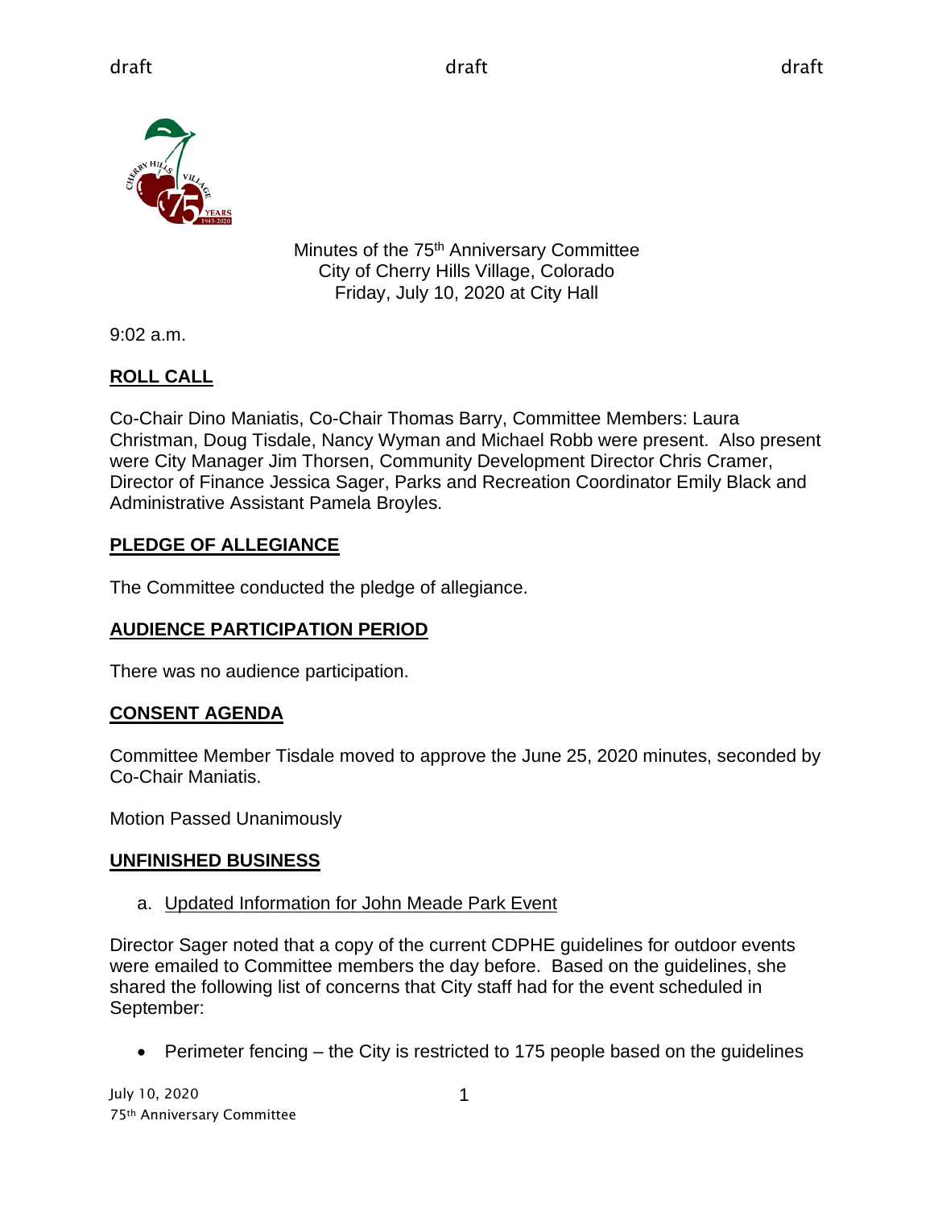draft draft draft

Minutes of the 75th Anniversary Committee
City of Cherry Hills Village, Colorado
Friday, July 10, 2020 at City Hall

9:02 a.m.

## ROLL CALL

Co-Chair Dino Maniatis, Co-Chair Thomas Barry, Committee Members: Laura Christman, Doug Tisdale, Nancy Wyman and Michael Robb were present. Also present were City Manager Jim Thorsen, Community Development Director Chris Cramer, Director of Finance Jessica Sager, Parks and Recreation Coordinator Emily Black and Administrative Assistant Pamela Broyles.

## PLEDGE OF ALLEGIANCE

The Committee conducted the pledge of allegiance.

## AUDIENCE PARTICIPATION PERIOD

There was no audience participation.

## CONSENT AGENDA

Committee Member Tisdale moved to approve the June 25, 2020 minutes, seconded by Co-Chair Maniatis.

Motion Passed Unanimously

## UNFINISHED BUSINESS

a. Updated Information for John Meade Park Event

Director Sager noted that a copy of the current CDPHE guidelines for outdoor events were emailed to Committee members the day before. Based on the guidelines, she shared the following list of concerns that City staff had for the event scheduled in September:

- Perimeter fencing – the City is restricted to 175 people based on the guidelines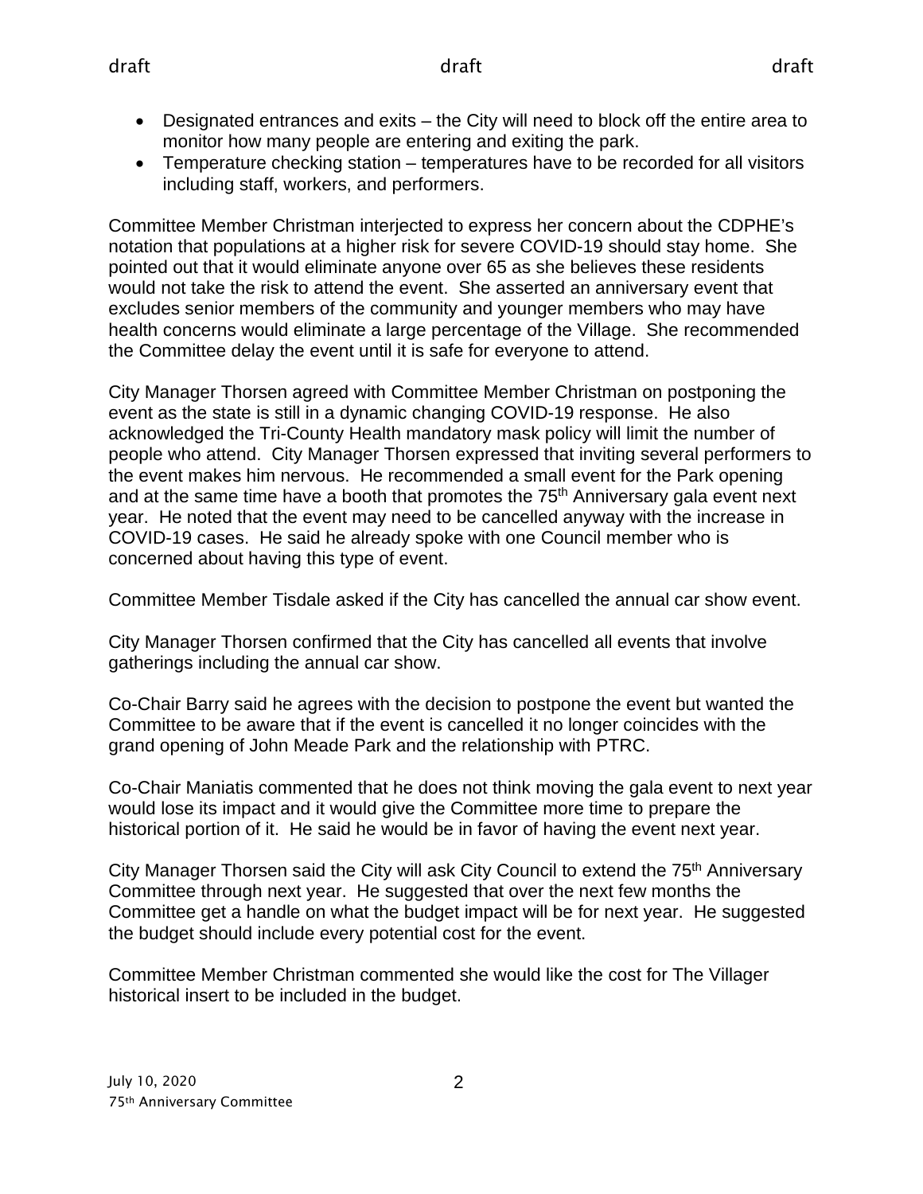- Designated entrances and exits – the City will need to block off the entire area to monitor how many people are entering and exiting the park.
- Temperature checking station – temperatures have to be recorded for all visitors including staff, workers, and performers.

Committee Member Christman interjected to express her concern about the CDPHE's notation that populations at a higher risk for severe COVID-19 should stay home. She pointed out that it would eliminate anyone over 65 as she believes these residents would not take the risk to attend the event. She asserted an anniversary event that excludes senior members of the community and younger members who may have health concerns would eliminate a large percentage of the Village. She recommended the Committee delay the event until it is safe for everyone to attend.

City Manager Thorsen agreed with Committee Member Christman on postponing the event as the state is still in a dynamic changing COVID-19 response. He also acknowledged the Tri-County Health mandatory mask policy will limit the number of people who attend. City Manager Thorsen expressed that inviting several performers to the event makes him nervous. He recommended a small event for the Park opening and at the same time have a booth that promotes the 75th Anniversary gala event next year. He noted that the event may need to be cancelled anyway with the increase in COVID-19 cases. He said he already spoke with one Council member who is concerned about having this type of event.

Committee Member Tisdale asked if the City has cancelled the annual car show event.

City Manager Thorsen confirmed that the City has cancelled all events that involve gatherings including the annual car show.

Co-Chair Barry said he agrees with the decision to postpone the event but wanted the Committee to be aware that if the event is cancelled it no longer coincides with the grand opening of John Meade Park and the relationship with PTRC.

Co-Chair Maniatis commented that he does not think moving the gala event to next year would lose its impact and it would give the Committee more time to prepare the historical portion of it. He said he would be in favor of having the event next year.

City Manager Thorsen said the City will ask City Council to extend the 75th Anniversary Committee through next year. He suggested that over the next few months the Committee get a handle on what the budget impact will be for next year. He suggested the budget should include every potential cost for the event.

Committee Member Christman commented she would like the cost for The Villager historical insert to be included in the budget.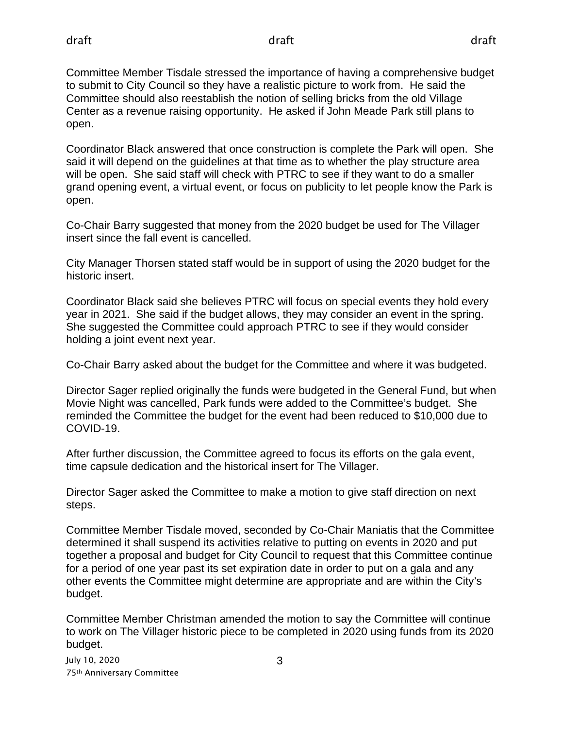Committee Member Tisdale stressed the importance of having a comprehensive budget to submit to City Council so they have a realistic picture to work from. He said the Committee should also reestablish the notion of selling bricks from the old Village Center as a revenue raising opportunity. He asked if John Meade Park still plans to open.

Coordinator Black answered that once construction is complete the Park will open. She said it will depend on the guidelines at that time as to whether the play structure area will be open. She said staff will check with PTRC to see if they want to do a smaller grand opening event, a virtual event, or focus on publicity to let people know the Park is open.

Co-Chair Barry suggested that money from the 2020 budget be used for The Villager insert since the fall event is cancelled.

City Manager Thorsen stated staff would be in support of using the 2020 budget for the historic insert.

Coordinator Black said she believes PTRC will focus on special events they hold every year in 2021. She said if the budget allows, they may consider an event in the spring. She suggested the Committee could approach PTRC to see if they would consider holding a joint event next year.

Co-Chair Barry asked about the budget for the Committee and where it was budgeted.

Director Sager replied originally the funds were budgeted in the General Fund, but when Movie Night was cancelled, Park funds were added to the Committee's budget. She reminded the Committee the budget for the event had been reduced to $10,000 due to COVID-19.

After further discussion, the Committee agreed to focus its efforts on the gala event, time capsule dedication and the historical insert for The Villager.

Director Sager asked the Committee to make a motion to give staff direction on next steps.

Committee Member Tisdale moved, seconded by Co-Chair Maniatis that the Committee determined it shall suspend its activities relative to putting on events in 2020 and put together a proposal and budget for City Council to request that this Committee continue for a period of one year past its set expiration date in order to put on a gala and any other events the Committee might determine are appropriate and are within the City's budget.

Committee Member Christman amended the motion to say the Committee will continue to work on The Villager historic piece to be completed in 2020 using funds from its 2020 budget.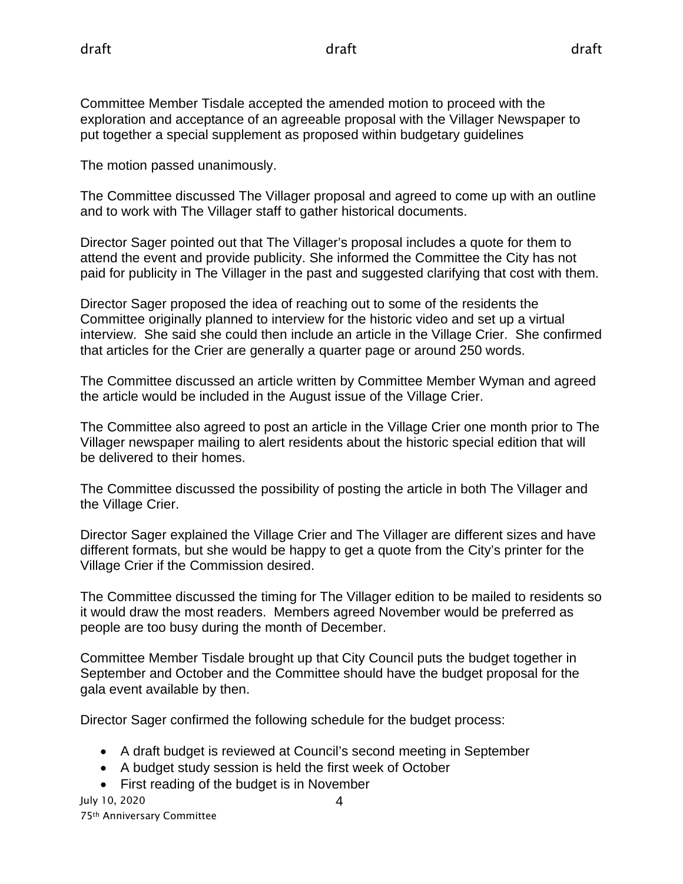Committee Member Tisdale accepted the amended motion to proceed with the exploration and acceptance of an agreeable proposal with the Villager Newspaper to put together a special supplement as proposed within budgetary guidelines

The motion passed unanimously.

The Committee discussed The Villager proposal and agreed to come up with an outline and to work with The Villager staff to gather historical documents.

Director Sager pointed out that The Villager's proposal includes a quote for them to attend the event and provide publicity. She informed the Committee the City has not paid for publicity in The Villager in the past and suggested clarifying that cost with them.

Director Sager proposed the idea of reaching out to some of the residents the Committee originally planned to interview for the historic video and set up a virtual interview. She said she could then include an article in the Village Crier. She confirmed that articles for the Crier are generally a quarter page or around 250 words.

The Committee discussed an article written by Committee Member Wyman and agreed the article would be included in the August issue of the Village Crier.

The Committee also agreed to post an article in the Village Crier one month prior to The Villager newspaper mailing to alert residents about the historic special edition that will be delivered to their homes.

The Committee discussed the possibility of posting the article in both The Villager and the Village Crier.

Director Sager explained the Village Crier and The Villager are different sizes and have different formats, but she would be happy to get a quote from the City's printer for the Village Crier if the Commission desired.

The Committee discussed the timing for The Villager edition to be mailed to residents so it would draw the most readers. Members agreed November would be preferred as people are too busy during the month of December.

Committee Member Tisdale brought up that City Council puts the budget together in September and October and the Committee should have the budget proposal for the gala event available by then.

Director Sager confirmed the following schedule for the budget process:

- A draft budget is reviewed at Council's second meeting in September
- A budget study session is held the first week of October
- First reading of the budget is in November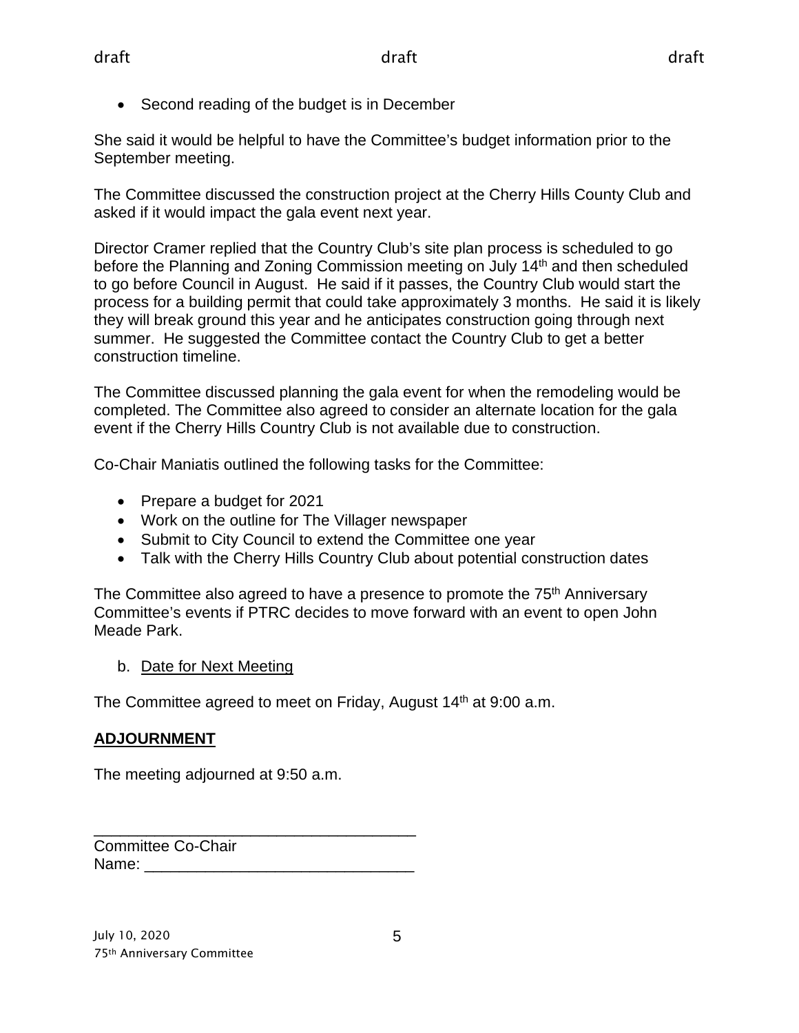- Second reading of the budget is in December

She said it would be helpful to have the Committee's budget information prior to the September meeting.

The Committee discussed the construction project at the Cherry Hills County Club and asked if it would impact the gala event next year.

Director Cramer replied that the Country Club's site plan process is scheduled to go before the Planning and Zoning Commission meeting on July 14th and then scheduled to go before Council in August. He said if it passes, the Country Club would start the process for a building permit that could take approximately 3 months. He said it is likely they will break ground this year and he anticipates construction going through next summer. He suggested the Committee contact the Country Club to get a better construction timeline.

The Committee discussed planning the gala event for when the remodeling would be completed. The Committee also agreed to consider an alternate location for the gala event if the Cherry Hills Country Club is not available due to construction.

Co-Chair Maniatis outlined the following tasks for the Committee:

- Prepare a budget for 2021
- Work on the outline for The Villager newspaper
- Submit to City Council to extend the Committee one year
- Talk with the Cherry Hills Country Club about potential construction dates

The Committee also agreed to have a presence to promote the 75th Anniversary Committee's events if PTRC decides to move forward with an event to open John Meade Park.

b. Date for Next Meeting

The Committee agreed to meet on Friday, August 14th at 9:00 a.m.

## ADJOURNMENT

The meeting adjourned at 9:50 a.m.

_____________________________________
Committee Co-Chair
Name: _______________________________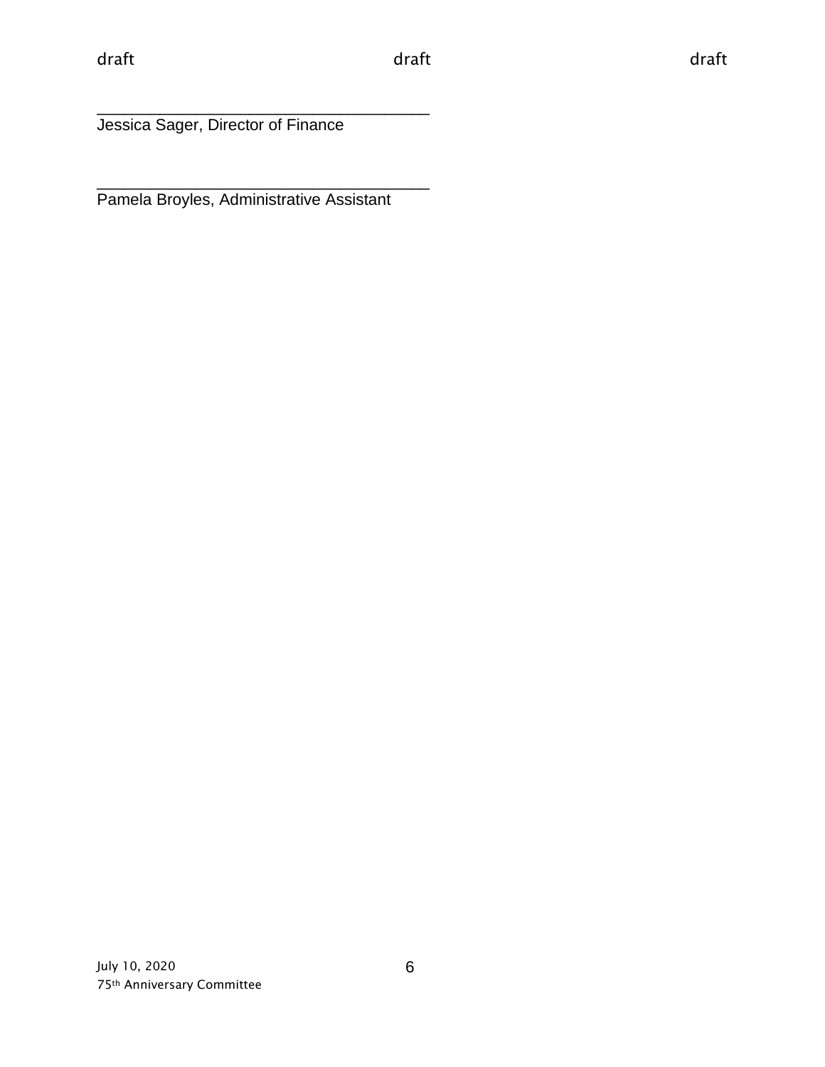______________________________________
Jessica Sager, Director of Finance

______________________________________
Pamela Broyles, Administrative Assistant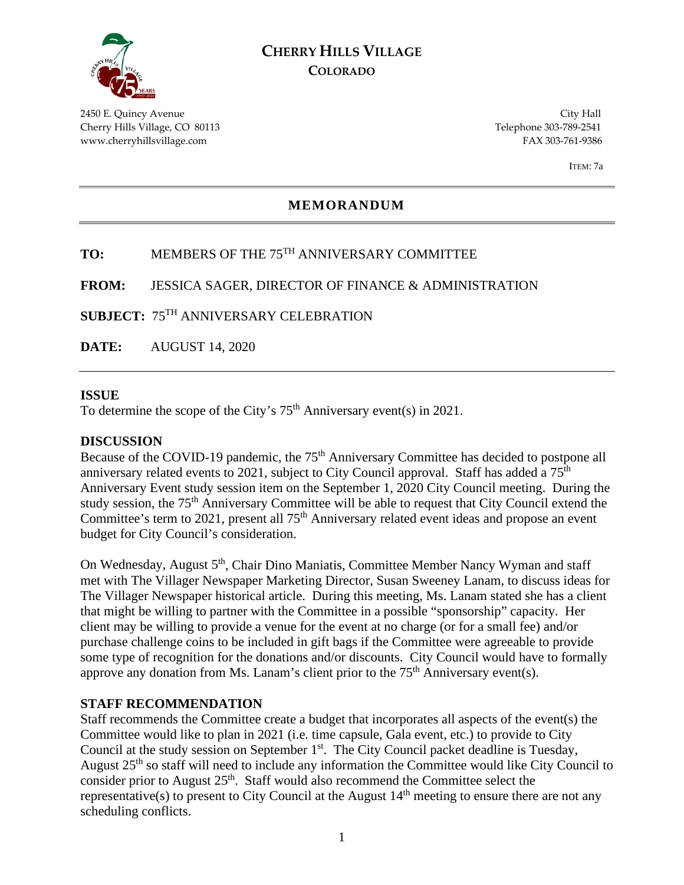# CHERRY HILLS VILLAGE
## COLORADO

2450 E. Quincy Avenue
Cherry Hills Village, CO 80113
www.cherryhillsvillage.com

City Hall
Telephone 303-789-2541
FAX 303-761-9386

ITEM: 7a

---

## MEMORANDUM

---

**TO:** MEMBERS OF THE 75TH ANNIVERSARY COMMITTEE

**FROM:** JESSICA SAGER, DIRECTOR OF FINANCE & ADMINISTRATION

**SUBJECT:** 75TH ANNIVERSARY CELEBRATION

**DATE:** AUGUST 14, 2020

---

**ISSUE**

To determine the scope of the City's 75th Anniversary event(s) in 2021.

**DISCUSSION**

Because of the COVID-19 pandemic, the 75th Anniversary Committee has decided to postpone all anniversary related events to 2021, subject to City Council approval. Staff has added a 75th Anniversary Event study session item on the September 1, 2020 City Council meeting. During the study session, the 75th Anniversary Committee will be able to request that City Council extend the Committee's term to 2021, present all 75th Anniversary related event ideas and propose an event budget for City Council's consideration.

On Wednesday, August 5th, Chair Dino Maniatis, Committee Member Nancy Wyman and staff met with The Villager Newspaper Marketing Director, Susan Sweeney Lanam, to discuss ideas for The Villager Newspaper historical article. During this meeting, Ms. Lanam stated she has a client that might be willing to partner with the Committee in a possible "sponsorship" capacity. Her client may be willing to provide a venue for the event at no charge (or for a small fee) and/or purchase challenge coins to be included in gift bags if the Committee were agreeable to provide some type of recognition for the donations and/or discounts. City Council would have to formally approve any donation from Ms. Lanam's client prior to the 75th Anniversary event(s).

**STAFF RECOMMENDATION**

Staff recommends the Committee create a budget that incorporates all aspects of the event(s) the Committee would like to plan in 2021 (i.e. time capsule, Gala event, etc.) to provide to City Council at the study session on September 1st. The City Council packet deadline is Tuesday, August 25th so staff will need to include any information the Committee would like City Council to consider prior to August 25th. Staff would also recommend the Committee select the representative(s) to present to City Council at the August 14th meeting to ensure there are not any scheduling conflicts.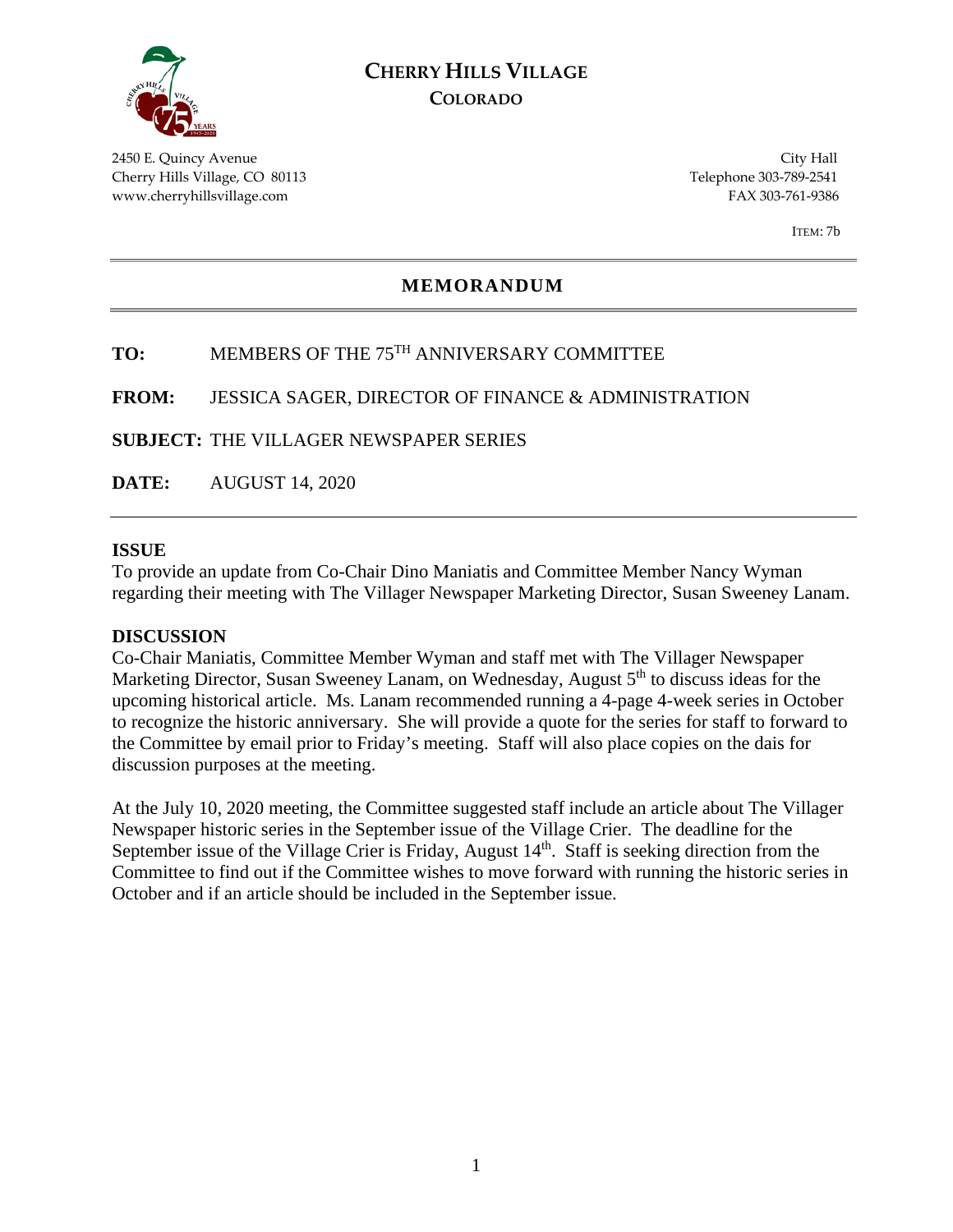# CHERRY HILLS VILLAGE
## COLORADO

2450 E. Quincy Avenue
Cherry Hills Village, CO 80113
www.cherryhillsvillage.com

City Hall
Telephone 303-789-2541
FAX 303-761-9386

ITEM: 7b

## MEMORANDUM

**TO:** MEMBERS OF THE 75TH ANNIVERSARY COMMITTEE

**FROM:** JESSICA SAGER, DIRECTOR OF FINANCE & ADMINISTRATION

**SUBJECT:** THE VILLAGER NEWSPAPER SERIES

**DATE:** AUGUST 14, 2020

---

**ISSUE**

To provide an update from Co-Chair Dino Maniatis and Committee Member Nancy Wyman regarding their meeting with The Villager Newspaper Marketing Director, Susan Sweeney Lanam.

**DISCUSSION**

Co-Chair Maniatis, Committee Member Wyman and staff met with The Villager Newspaper Marketing Director, Susan Sweeney Lanam, on Wednesday, August 5th to discuss ideas for the upcoming historical article. Ms. Lanam recommended running a 4-page 4-week series in October to recognize the historic anniversary. She will provide a quote for the series for staff to forward to the Committee by email prior to Friday's meeting. Staff will also place copies on the dais for discussion purposes at the meeting.

At the July 10, 2020 meeting, the Committee suggested staff include an article about The Villager Newspaper historic series in the September issue of the Village Crier. The deadline for the September issue of the Village Crier is Friday, August 14th. Staff is seeking direction from the Committee to find out if the Committee wishes to move forward with running the historic series in October and if an article should be included in the September issue.